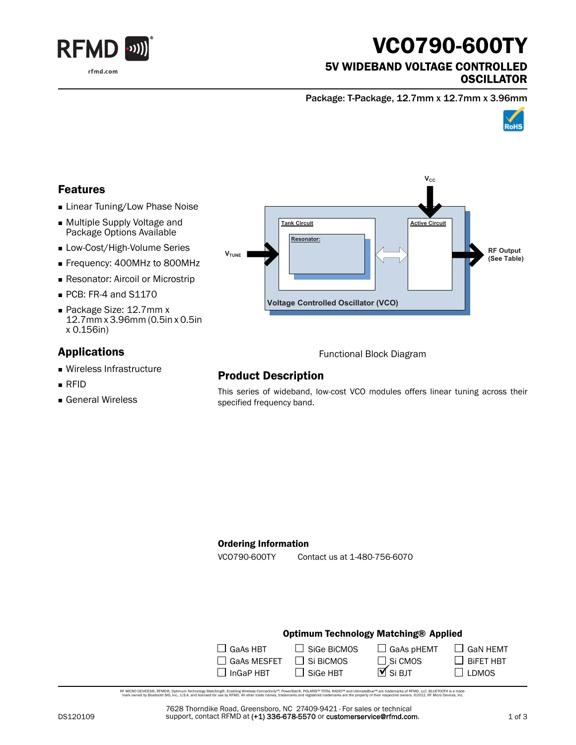# VCO790-600TY

## 5V WIDEBAND VOLTAGE CONTROLLED OSCILLATOR

Package: T-Package, 12.7mm x 12.7mm x 3.96mm

## Features

- Linear Tuning/Low Phase Noise
- Multiple Supply Voltage and Package Options Available
- Low-Cost/High-Volume Series
- Frequency: 400MHz to 800MHz
- Resonator: Aircoil or Microstrip
- PCB: FR-4 and S1170
- Package Size: 12.7mm x 12.7mm x 3.96mm (0.5in x 0.5in x 0.156in)

## Applications

- Wireless Infrastructure
- RFID
- General Wireless

Functional Block Diagram

## Product Description

This series of wideband, low-cost VCO modules offers linear tuning across their specified frequency band.

### Ordering Information

| | |
|---|---|
| VCO790-600TY | Contact us at 1-480-756-6070 |

### Optimum Technology Matching® Applied

| | | | |
|---|---|---|---|
| ☐ GaAs HBT | ☐ SiGe BiCMOS | ☐ GaAs pHEMT | ☐ GaN HEMT |
| ☐ GaAs MESFET | ☐ Si BiCMOS | ☐ Si CMOS | ☐ BiFET HBT |
| ☐ InGaP HBT | ☐ SiGe HBT | ☑ Si BJT | ☐ LDMOS |

RF MICRO DEVICES®, RFMD®, Optimum Technology Matching®, Enabling Wireless Connectivity™, PowerStar®, POLARIS™ TOTAL RADIO™ and UltimateBlue™ are trademarks of RFMD, LLC. BLUETOOTH is a trademark owned by Bluetooth SIG, Inc., U.S.A. and licensed for use by RFMD. All other trade names, trademarks and registered trademarks are the property of their respective owners. ©2012, RF Micro Devices, Inc.

7628 Thorndike Road, Greensboro, NC 27409-9421 · For sales or technical support, contact RFMD at (+1) 336-678-5570 or customerservice@rfmd.com.

DS120109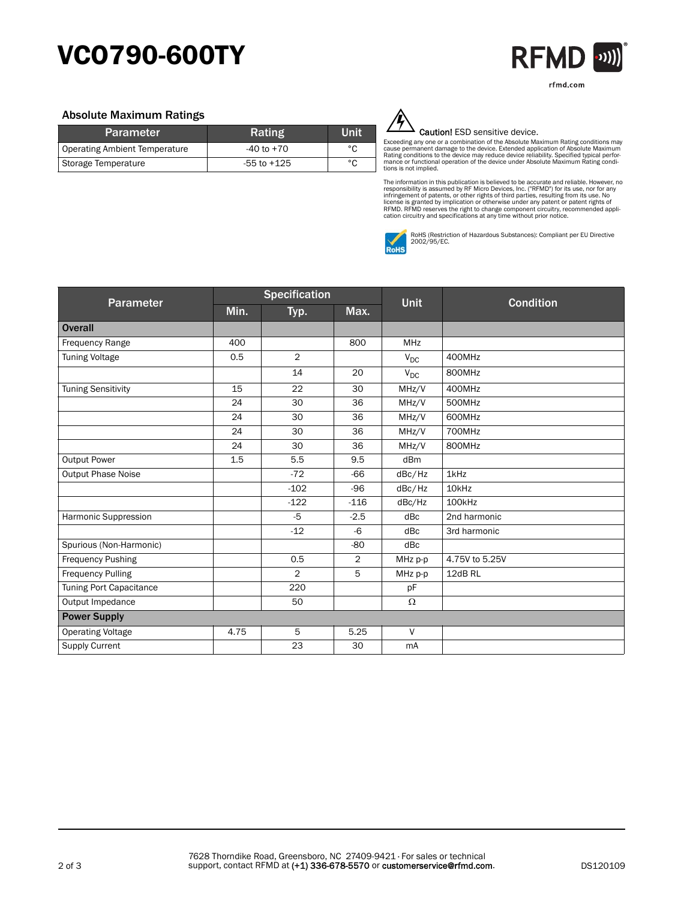# VCO790-600TY

## Absolute Maximum Ratings

| Parameter | Rating | Unit |
|---|---|---|
| Operating Ambient Temperature | -40 to +70 | °C |
| Storage Temperature | -55 to +125 | °C |

**Caution!** ESD sensitive device.

Exceeding any one or a combination of the Absolute Maximum Rating conditions may cause permanent damage to the device. Extended application of Absolute Maximum Rating conditions to the device may reduce device reliability. Specified typical performance or functional operation of the device under Absolute Maximum Rating conditions is not implied.

The information in this publication is believed to be accurate and reliable. However, no responsibility is assumed by RF Micro Devices, Inc. ("RFMD") for its use, nor for any infringement of patents, or other rights of third parties, resulting from its use. No license is granted by implication or otherwise under any patent or patent rights of RFMD. RFMD reserves the right to change component circuitry, recommended application circuitry and specifications at any time without prior notice.

RoHS (Restriction of Hazardous Substances): Compliant per EU Directive 2002/95/EC.

| Parameter | Specification | | | Unit | Condition |
|---|---|---|---|---|---|
| | Min. | Typ. | Max. | | |
| **Overall** | | | | | |
| Frequency Range | 400 | | 800 | MHz | |
| Tuning Voltage | 0.5 | 2 | | $V_{DC}$ | 400MHz |
| | | 14 | 20 | $V_{DC}$ | 800MHz |
| Tuning Sensitivity | 15 | 22 | 30 | MHz/V | 400MHz |
| | 24 | 30 | 36 | MHz/V | 500MHz |
| | 24 | 30 | 36 | MHz/V | 600MHz |
| | 24 | 30 | 36 | MHz/V | 700MHz |
| | 24 | 30 | 36 | MHz/V | 800MHz |
| Output Power | 1.5 | 5.5 | 9.5 | dBm | |
| Output Phase Noise | | -72 | -66 | dBc/Hz | 1kHz |
| | | -102 | -96 | dBc/Hz | 10kHz |
| | | -122 | -116 | dBc/Hz | 100kHz |
| Harmonic Suppression | | -5 | -2.5 | dBc | 2nd harmonic |
| | | -12 | -6 | dBc | 3rd harmonic |
| Spurious (Non-Harmonic) | | | -80 | dBc | |
| Frequency Pushing | | 0.5 | 2 | MHz p-p | 4.75V to 5.25V |
| Frequency Pulling | | 2 | 5 | MHz p-p | 12dB RL |
| Tuning Port Capacitance | | 220 | | pF | |
| Output Impedance | | 50 | | Ω | |
| **Power Supply** | | | | | |
| Operating Voltage | 4.75 | 5 | 5.25 | V | |
| Supply Current | | 23 | 30 | mA | |

7628 Thorndike Road, Greensboro, NC 27409-9421 · For sales or technical support, contact RFMD at (+1) 336-678-5570 or customerservice@rfmd.com.

DS120109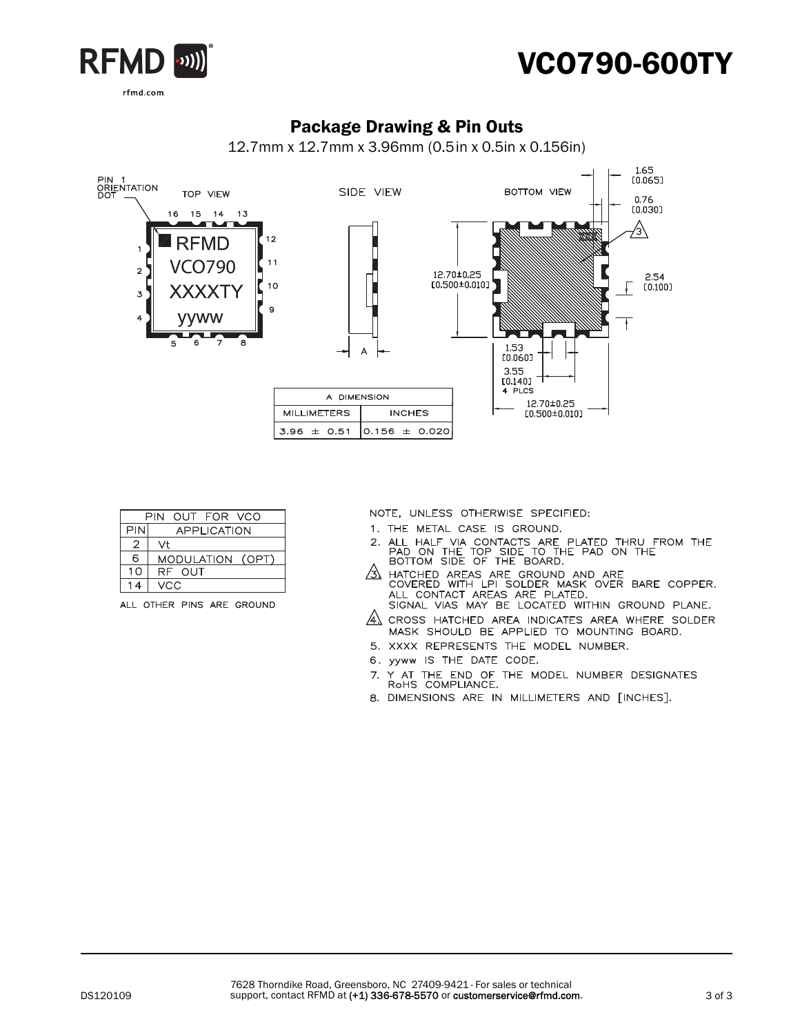## Package Drawing & Pin Outs

12.7mm x 12.7mm x 3.96mm (0.5in x 0.5in x 0.156in)

PIN 1 ORIENTATION DOT

TOP VIEW

16 15 14 13

1 2 3 4

12 11 10 9

5 6 7 8

RFMD
VCO790
XXXXTY
yyww

SIDE VIEW

A

BOTTOM VIEW

1.65 [0.065]

0.76 [0.030]

12.70±0.25 [0.500±0.010]

2.54 [0.100]

1.53 [0.060]

3.55 [0.140]
4 PLCS

12.70±0.25 [0.500±0.010]

| A DIMENSION | |
|---|---|
| MILLIMETERS | INCHES |
| 3.96 ± 0.51 | 0.156 ± 0.020 |

| PIN OUT FOR VCO | |
|---|---|
| PIN | APPLICATION |
| 2 | Vt |
| 6 | MODULATION (OPT) |
| 10 | RF OUT |
| 14 | VCC |

ALL OTHER PINS ARE GROUND

NOTE, UNLESS OTHERWISE SPECIFIED:

1. THE METAL CASE IS GROUND.
2. ALL HALF VIA CONTACTS ARE PLATED THRU FROM THE PAD ON THE TOP SIDE TO THE PAD ON THE BOTTOM SIDE OF THE BOARD.
3. HATCHED AREAS ARE GROUND AND ARE COVERED WITH LPI SOLDER MASK OVER BARE COPPER. ALL CONTACT AREAS ARE PLATED. SIGNAL VIAS MAY BE LOCATED WITHIN GROUND PLANE.
4. CROSS HATCHED AREA INDICATES AREA WHERE SOLDER MASK SHOULD BE APPLIED TO MOUNTING BOARD.
5. XXXX REPRESENTS THE MODEL NUMBER.
6. yyww IS THE DATE CODE.
7. Y AT THE END OF THE MODEL NUMBER DESIGNATES RoHS COMPLIANCE.
8. DIMENSIONS ARE IN MILLIMETERS AND [INCHES].

DS120109

7628 Thorndike Road, Greensboro, NC 27409-9421 · For sales or technical support, contact RFMD at (+1) 336-678-5570 or customerservice@rfmd.com.